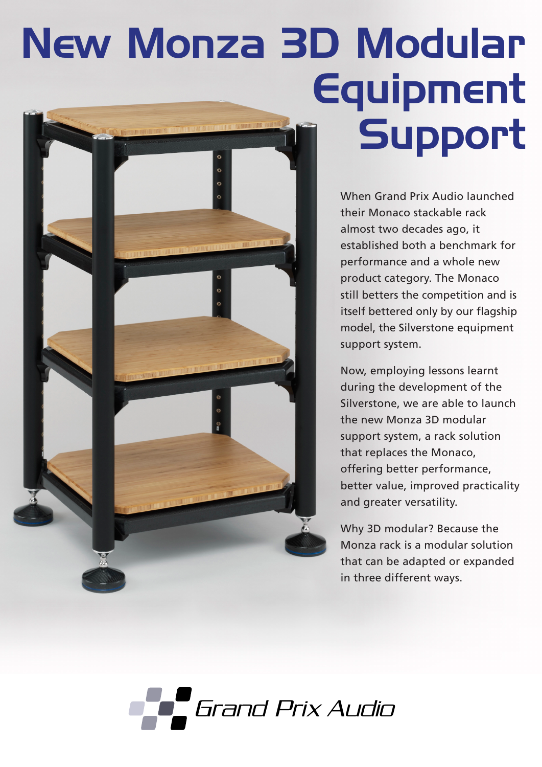# New Monza 3D Modular Equipment Support

When Grand Prix Audio launched their Monaco stackable rack almost two decades ago, it established both a benchmark for performance and a whole new product category. The Monaco still betters the competition and is itself bettered only by our flagship model, the Silverstone equipment support system.

Now, employing lessons learnt during the development of the Silverstone, we are able to launch the new Monza 3D modular support system, a rack solution that replaces the Monaco, offering better performance, better value, improved practicality and greater versatility.

Why 3D modular? Because the Monza rack is a modular solution that can be adapted or expanded in three different ways.

Grand Prix Audio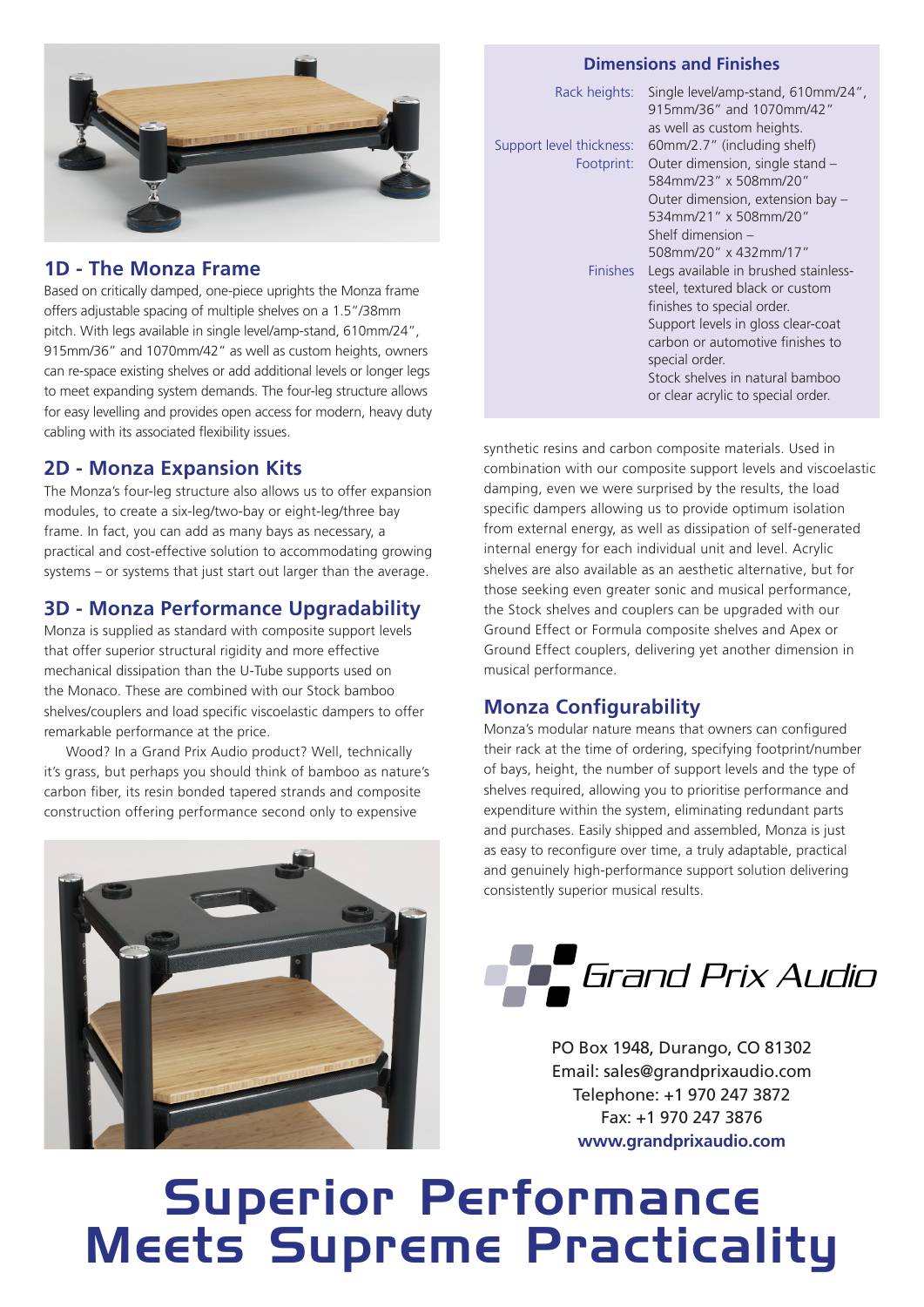## 1D - The Monza Frame

Based on critically damped, one-piece uprights the Monza frame offers adjustable spacing of multiple shelves on a 1.5"/38mm pitch. With legs available in single level/amp-stand, 610mm/24", 915mm/36" and 1070mm/42" as well as custom heights, owners can re-space existing shelves or add additional levels or longer legs to meet expanding system demands. The four-leg structure allows for easy levelling and provides open access for modern, heavy duty cabling with its associated flexibility issues.

## 2D - Monza Expansion Kits

The Monza's four-leg structure also allows us to offer expansion modules, to create a six-leg/two-bay or eight-leg/three bay frame. In fact, you can add as many bays as necessary, a practical and cost-effective solution to accommodating growing systems – or systems that just start out larger than the average.

## 3D - Monza Performance Upgradability

Monza is supplied as standard with composite support levels that offer superior structural rigidity and more effective mechanical dissipation than the U-Tube supports used on the Monaco. These are combined with our Stock bamboo shelves/couplers and load specific viscoelastic dampers to offer remarkable performance at the price.

Wood? In a Grand Prix Audio product? Well, technically it's grass, but perhaps you should think of bamboo as nature's carbon fiber, its resin bonded tapered strands and composite construction offering performance second only to expensive synthetic resins and carbon composite materials. Used in combination with our composite support levels and viscoelastic damping, even we were surprised by the results, the load specific dampers allowing us to provide optimum isolation from external energy, as well as dissipation of self-generated internal energy for each individual unit and level. Acrylic shelves are also available as an aesthetic alternative, but for those seeking even greater sonic and musical performance, the Stock shelves and couplers can be upgraded with our Ground Effect or Formula composite shelves and Apex or Ground Effect couplers, delivering yet another dimension in musical performance.

### Dimensions and Finishes

| | |
|---|---|
| Rack heights: | Single level/amp-stand, 610mm/24", 915mm/36" and 1070mm/42" as well as custom heights. |
| Support level thickness: | 60mm/2.7" (including shelf) |
| Footprint: | Outer dimension, single stand – 584mm/23" x 508mm/20"<br>Outer dimension, extension bay – 534mm/21" x 508mm/20"<br>Shelf dimension – 508mm/20" x 432mm/17" |
| Finishes | Legs available in brushed stainless-steel, textured black or custom finishes to special order.<br>Support levels in gloss clear-coat carbon or automotive finishes to special order.<br>Stock shelves in natural bamboo or clear acrylic to special order. |

## Monza Configurability

Monza's modular nature means that owners can configured their rack at the time of ordering, specifying footprint/number of bays, height, the number of support levels and the type of shelves required, allowing you to prioritise performance and expenditure within the system, eliminating redundant parts and purchases. Easily shipped and assembled, Monza is just as easy to reconfigure over time, a truly adaptable, practical and genuinely high-performance support solution delivering consistently superior musical results.

Grand Prix Audio

PO Box 1948, Durango, CO 81302
Email: sales@grandprixaudio.com
Telephone: +1 970 247 3872
Fax: +1 970 247 3876
**www.grandprixaudio.com**

# Superior Performance Meets Supreme Practicality